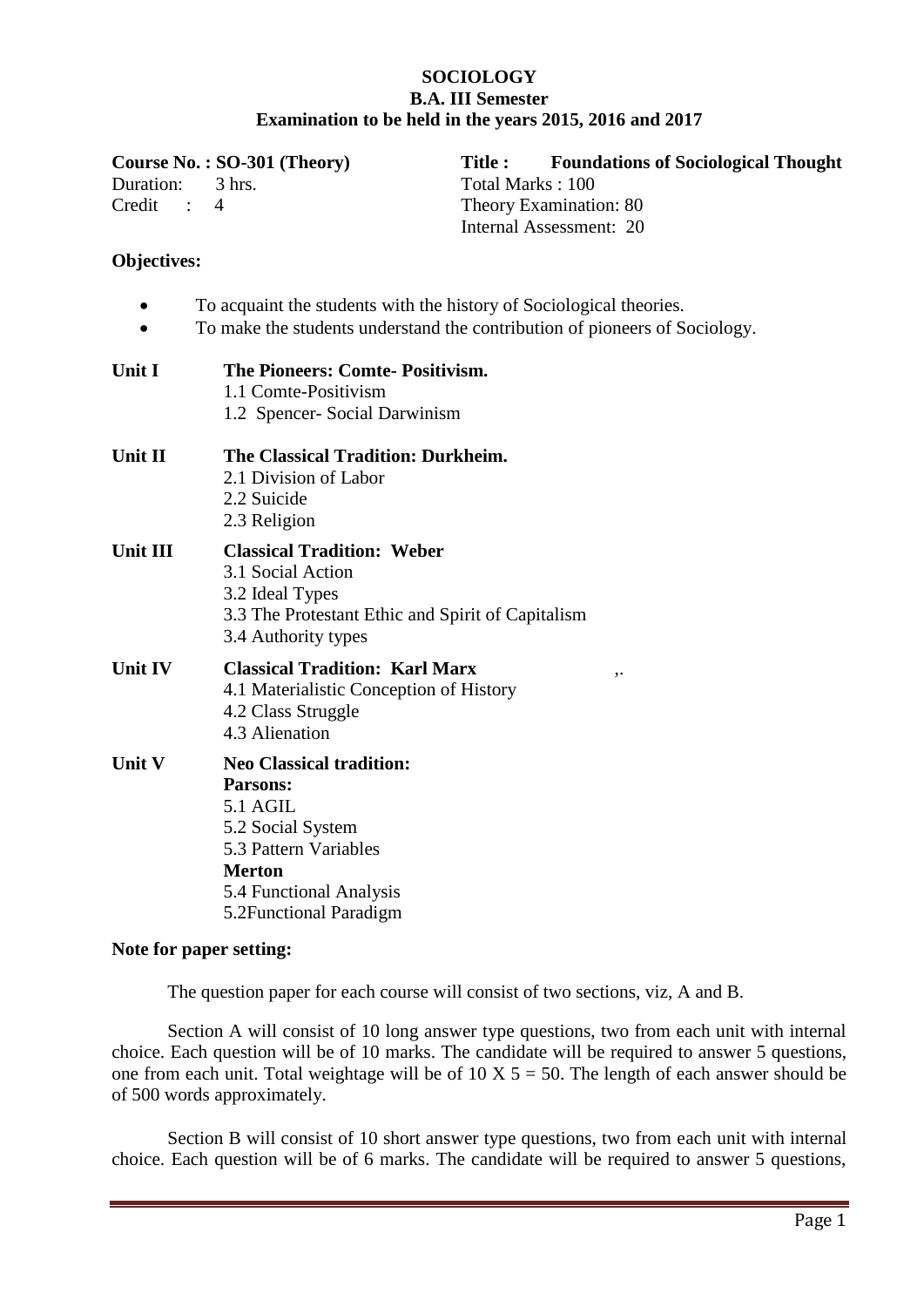# SOCIOLOGY
## B.A. III Semester
## Examination to be held in the years 2015, 2016 and 2017

**Course No. : SO-301 (Theory)** | **Title : Foundations of Sociological Thought**

Duration: 3 hrs.
Credit : 4

Total Marks : 100
Theory Examination: 80
Internal Assessment: 20

**Objectives:**

- To acquaint the students with the history of Sociological theories.
- To make the students understand the contribution of pioneers of Sociology.

**Unit I** **The Pioneers: Comte- Positivism.**
1.1 Comte-Positivism
1.2 Spencer- Social Darwinism

**Unit II** **The Classical Tradition: Durkheim.**
2.1 Division of Labor
2.2 Suicide
2.3 Religion

**Unit III** **Classical Tradition: Weber**
3.1 Social Action
3.2 Ideal Types
3.3 The Protestant Ethic and Spirit of Capitalism
3.4 Authority types

**Unit IV** **Classical Tradition: Karl Marx** ,.
4.1 Materialistic Conception of History
4.2 Class Struggle
4.3 Alienation

**Unit V** **Neo Classical tradition:**
**Parsons:**
5.1 AGIL
5.2 Social System
5.3 Pattern Variables
**Merton**
5.4 Functional Analysis
5.2Functional Paradigm

**Note for paper setting:**

The question paper for each course will consist of two sections, viz, A and B.

Section A will consist of 10 long answer type questions, two from each unit with internal choice. Each question will be of 10 marks. The candidate will be required to answer 5 questions, one from each unit. Total weightage will be of 10 X 5 = 50. The length of each answer should be of 500 words approximately.

Section B will consist of 10 short answer type questions, two from each unit with internal choice. Each question will be of 6 marks. The candidate will be required to answer 5 questions,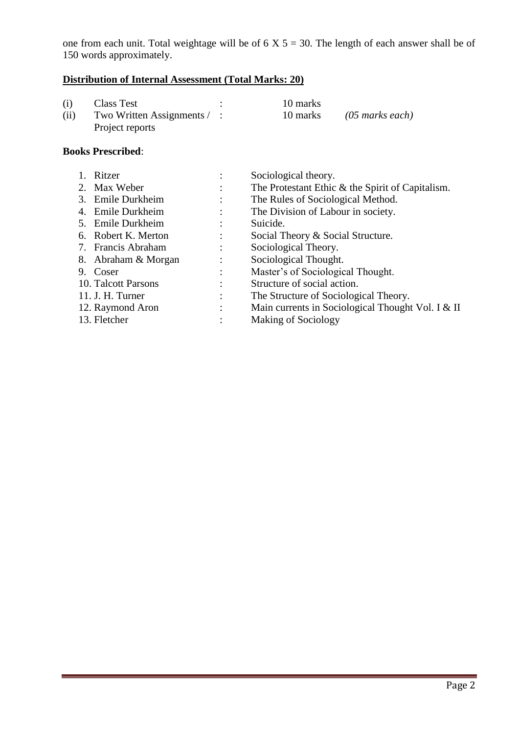one from each unit. Total weightage will be of 6 X 5 = 30. The length of each answer shall be of 150 words approximately.

**<u>Distribution of Internal Assessment (Total Marks: 20)</u>**

| | | | | |
|---|---|---|---|---|
| (i) | Class Test | : | 10 marks | |
| (ii) | Two Written Assignments / Project reports | : | 10 marks | *(05 marks each)* |

**Books Prescribed**:

| | | |
|---|---|---|
| 1. Ritzer | : | Sociological theory. |
| 2. Max Weber | : | The Protestant Ethic & the Spirit of Capitalism. |
| 3. Emile Durkheim | : | The Rules of Sociological Method. |
| 4. Emile Durkheim | : | The Division of Labour in society. |
| 5. Emile Durkheim | : | Suicide. |
| 6. Robert K. Merton | : | Social Theory & Social Structure. |
| 7. Francis Abraham | : | Sociological Theory. |
| 8. Abraham & Morgan | : | Sociological Thought. |
| 9. Coser | : | Master's of Sociological Thought. |
| 10. Talcott Parsons | : | Structure of social action. |
| 11. J. H. Turner | : | The Structure of Sociological Theory. |
| 12. Raymond Aron | : | Main currents in Sociological Thought Vol. I & II |
| 13. Fletcher | : | Making of Sociology |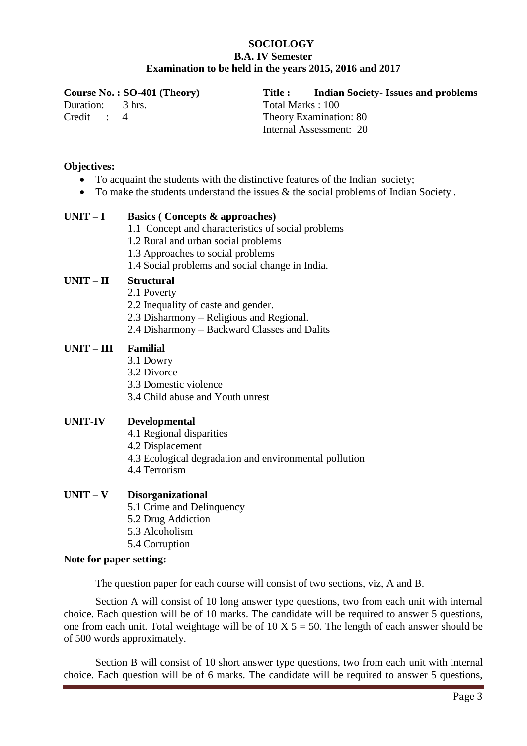# SOCIOLOGY
## B.A. IV Semester
## Examination to be held in the years 2015, 2016 and 2017

**Course No. : SO-401 (Theory)** **Title : Indian Society- Issues and problems**

Duration: 3 hrs.
Credit : 4

Total Marks : 100
Theory Examination: 80
Internal Assessment: 20

**Objectives:**

- To acquaint the students with the distinctive features of the Indian society;
- To make the students understand the issues & the social problems of Indian Society .

**UNIT – I Basics ( Concepts & approaches)**

1.1 Concept and characteristics of social problems
1.2 Rural and urban social problems
1.3 Approaches to social problems
1.4 Social problems and social change in India.

**UNIT – II Structural**

2.1 Poverty
2.2 Inequality of caste and gender.
2.3 Disharmony – Religious and Regional.
2.4 Disharmony – Backward Classes and Dalits

**UNIT – III Familial**

3.1 Dowry
3.2 Divorce
3.3 Domestic violence
3.4 Child abuse and Youth unrest

**UNIT-IV Developmental**

4.1 Regional disparities
4.2 Displacement
4.3 Ecological degradation and environmental pollution
4.4 Terrorism

**UNIT – V Disorganizational**

5.1 Crime and Delinquency
5.2 Drug Addiction
5.3 Alcoholism
5.4 Corruption

**Note for paper setting:**

The question paper for each course will consist of two sections, viz, A and B.

Section A will consist of 10 long answer type questions, two from each unit with internal choice. Each question will be of 10 marks. The candidate will be required to answer 5 questions, one from each unit. Total weightage will be of 10 X 5 = 50. The length of each answer should be of 500 words approximately.

Section B will consist of 10 short answer type questions, two from each unit with internal choice. Each question will be of 6 marks. The candidate will be required to answer 5 questions,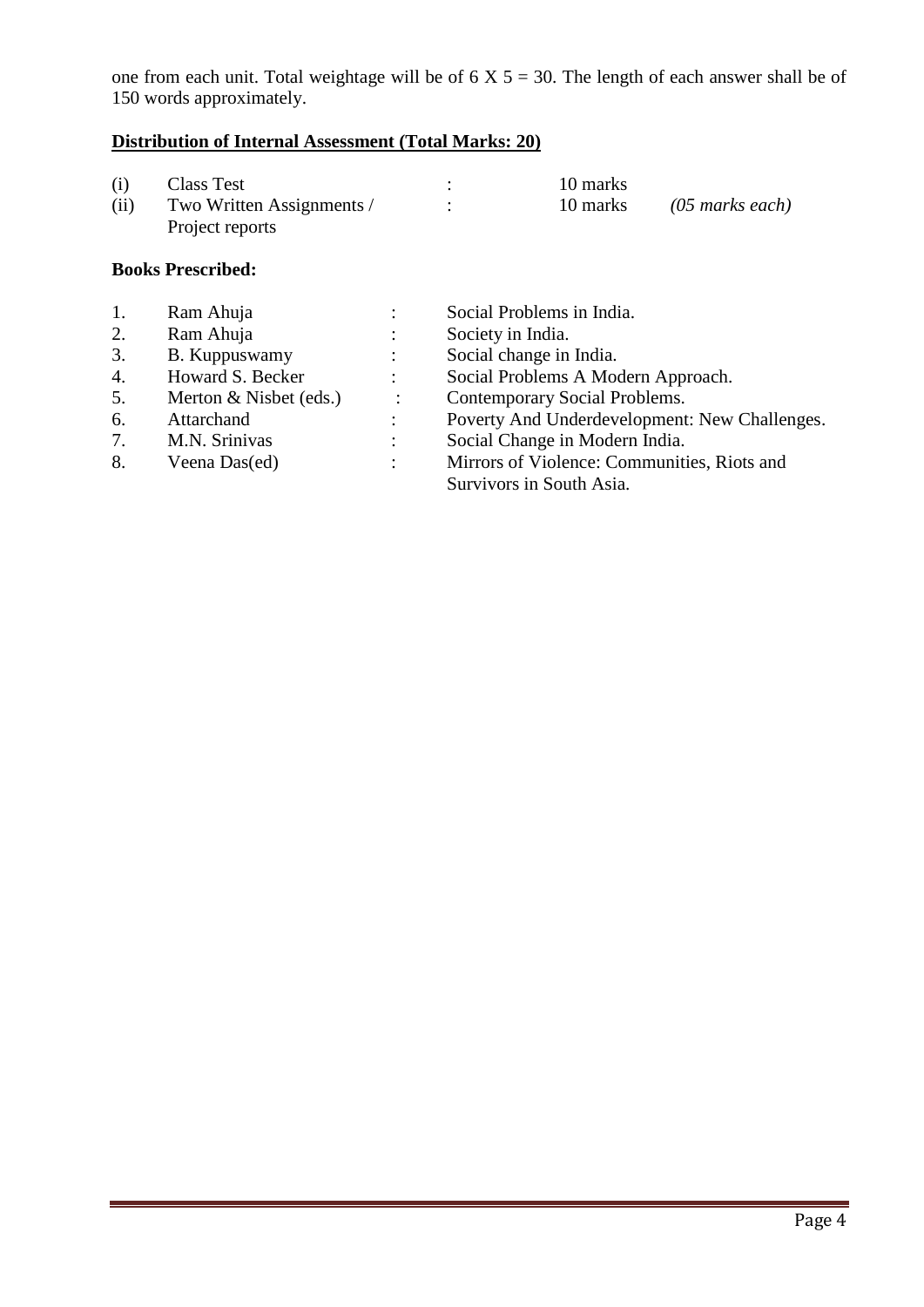one from each unit. Total weightage will be of 6 X 5 = 30. The length of each answer shall be of 150 words approximately.

**Distribution of Internal Assessment (Total Marks: 20)**

| | | | | |
|---|---|---|---|---|
| (i) | Class Test | : | 10 marks | |
| (ii) | Two Written Assignments / Project reports | : | 10 marks | *(05 marks each)* |

**Books Prescribed:**

| | | | |
|---|---|---|---|
| 1. | Ram Ahuja | : | Social Problems in India. |
| 2. | Ram Ahuja | : | Society in India. |
| 3. | B. Kuppuswamy | : | Social change in India. |
| 4. | Howard S. Becker | : | Social Problems A Modern Approach. |
| 5. | Merton & Nisbet (eds.) | : | Contemporary Social Problems. |
| 6. | Attarchand | : | Poverty And Underdevelopment: New Challenges. |
| 7. | M.N. Srinivas | : | Social Change in Modern India. |
| 8. | Veena Das(ed) | : | Mirrors of Violence: Communities, Riots and Survivors in South Asia. |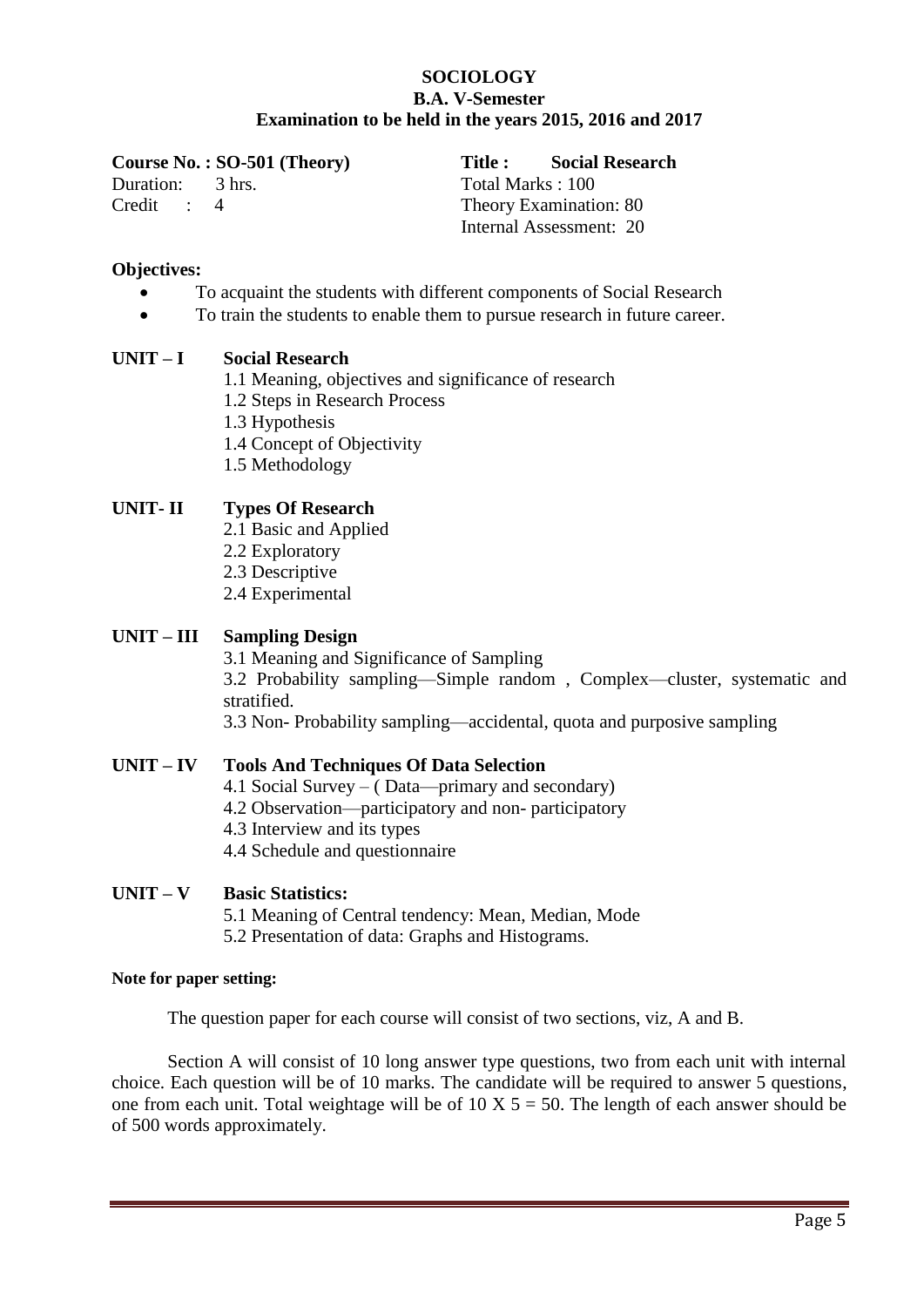# SOCIOLOGY
## B.A. V-Semester
### Examination to be held in the years 2015, 2016 and 2017

**Course No. : SO-501 (Theory)** **Title : Social Research**

Duration: 3 hrs.
Credit : 4

Total Marks : 100
Theory Examination: 80
Internal Assessment: 20

**Objectives:**

- To acquaint the students with different components of Social Research
- To train the students to enable them to pursue research in future career.

**UNIT – I Social Research**

1.1 Meaning, objectives and significance of research
1.2 Steps in Research Process
1.3 Hypothesis
1.4 Concept of Objectivity
1.5 Methodology

**UNIT- II Types Of Research**

2.1 Basic and Applied
2.2 Exploratory
2.3 Descriptive
2.4 Experimental

**UNIT – III Sampling Design**

3.1 Meaning and Significance of Sampling
3.2 Probability sampling—Simple random , Complex—cluster, systematic and stratified.
3.3 Non- Probability sampling—accidental, quota and purposive sampling

**UNIT – IV Tools And Techniques Of Data Selection**

4.1 Social Survey – ( Data—primary and secondary)
4.2 Observation—participatory and non- participatory
4.3 Interview and its types
4.4 Schedule and questionnaire

**UNIT – V Basic Statistics:**

5.1 Meaning of Central tendency: Mean, Median, Mode
5.2 Presentation of data: Graphs and Histograms.

**Note for paper setting:**

The question paper for each course will consist of two sections, viz, A and B.

Section A will consist of 10 long answer type questions, two from each unit with internal choice. Each question will be of 10 marks. The candidate will be required to answer 5 questions, one from each unit. Total weightage will be of 10 X 5 = 50. The length of each answer should be of 500 words approximately.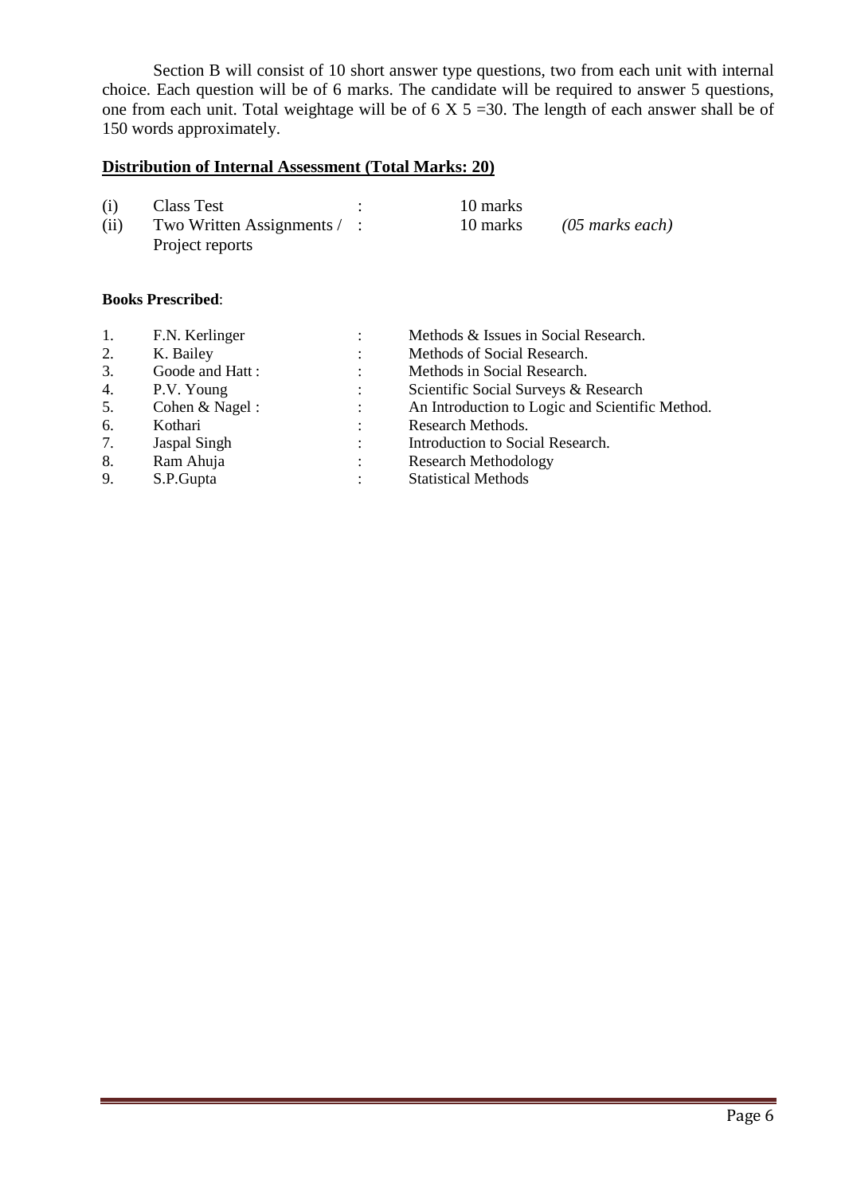Section B will consist of 10 short answer type questions, two from each unit with internal choice. Each question will be of 6 marks. The candidate will be required to answer 5 questions, one from each unit. Total weightage will be of 6 X 5 =30. The length of each answer shall be of 150 words approximately.

## Distribution of Internal Assessment (Total Marks: 20)

| | | | | |
|---|---|---|---|---|
| (i) | Class Test | : | 10 marks | |
| (ii) | Two Written Assignments / Project reports | : | 10 marks | *(05 marks each)* |

**Books Prescribed**:

| | | | |
|---|---|---|---|
| 1. | F.N. Kerlinger | : | Methods & Issues in Social Research. |
| 2. | K. Bailey | : | Methods of Social Research. |
| 3. | Goode and Hatt : | : | Methods in Social Research. |
| 4. | P.V. Young | : | Scientific Social Surveys & Research |
| 5. | Cohen & Nagel : | : | An Introduction to Logic and Scientific Method. |
| 6. | Kothari | : | Research Methods. |
| 7. | Jaspal Singh | : | Introduction to Social Research. |
| 8. | Ram Ahuja | : | Research Methodology |
| 9. | S.P.Gupta | : | Statistical Methods |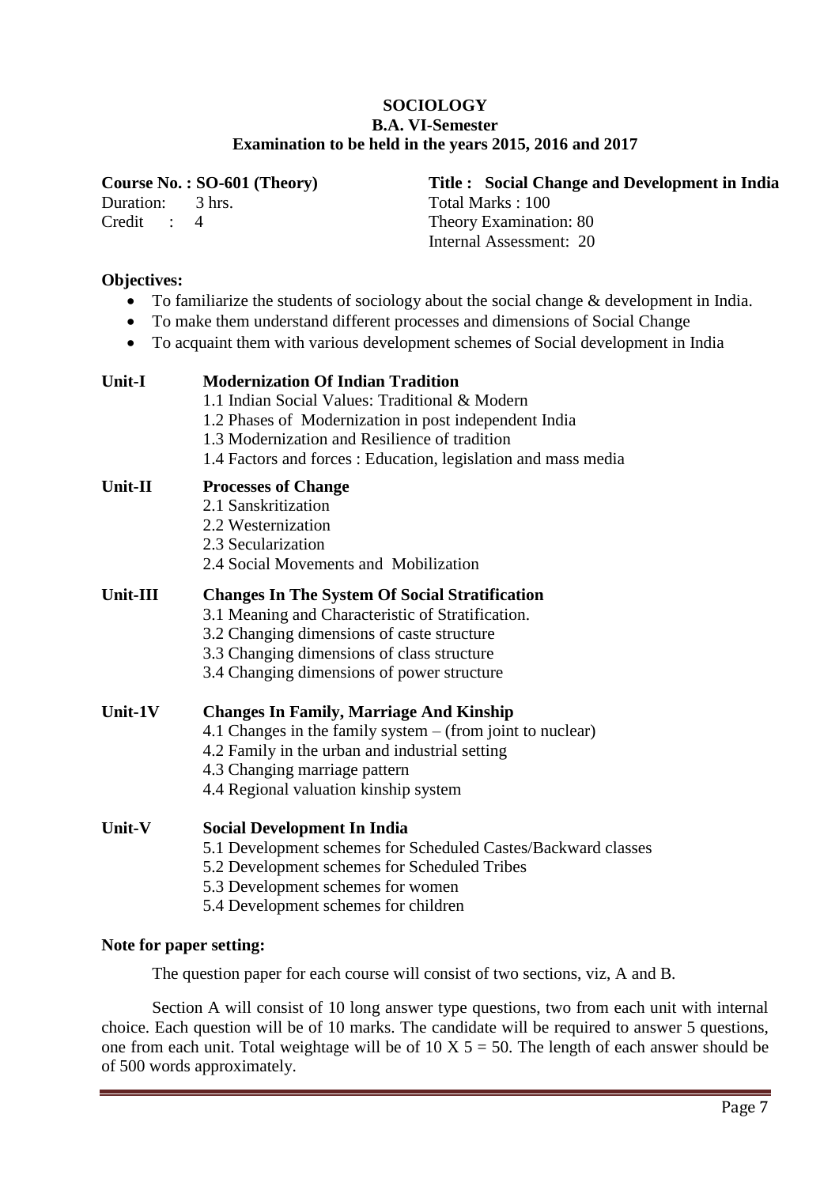# SOCIOLOGY
## B.A. VI-Semester
### Examination to be held in the years 2015, 2016 and 2017

**Course No. : SO-601 (Theory)**
**Title : Social Change and Development in India**

Duration: 3 hrs.
Total Marks : 100
Credit : 4
Theory Examination: 80
Internal Assessment: 20

**Objectives:**

- To familiarize the students of sociology about the social change & development in India.
- To make them understand different processes and dimensions of Social Change
- To acquaint them with various development schemes of Social development in India

**Unit-I Modernization Of Indian Tradition**

1.1 Indian Social Values: Traditional & Modern
1.2 Phases of Modernization in post independent India
1.3 Modernization and Resilience of tradition
1.4 Factors and forces : Education, legislation and mass media

**Unit-II Processes of Change**

2.1 Sanskritization
2.2 Westernization
2.3 Secularization
2.4 Social Movements and Mobilization

**Unit-III Changes In The System Of Social Stratification**

3.1 Meaning and Characteristic of Stratification.
3.2 Changing dimensions of caste structure
3.3 Changing dimensions of class structure
3.4 Changing dimensions of power structure

**Unit-1V Changes In Family, Marriage And Kinship**

4.1 Changes in the family system – (from joint to nuclear)
4.2 Family in the urban and industrial setting
4.3 Changing marriage pattern
4.4 Regional valuation kinship system

**Unit-V Social Development In India**

5.1 Development schemes for Scheduled Castes/Backward classes
5.2 Development schemes for Scheduled Tribes
5.3 Development schemes for women
5.4 Development schemes for children

**Note for paper setting:**

The question paper for each course will consist of two sections, viz, A and B.

Section A will consist of 10 long answer type questions, two from each unit with internal choice. Each question will be of 10 marks. The candidate will be required to answer 5 questions, one from each unit. Total weightage will be of 10 X 5 = 50. The length of each answer should be of 500 words approximately.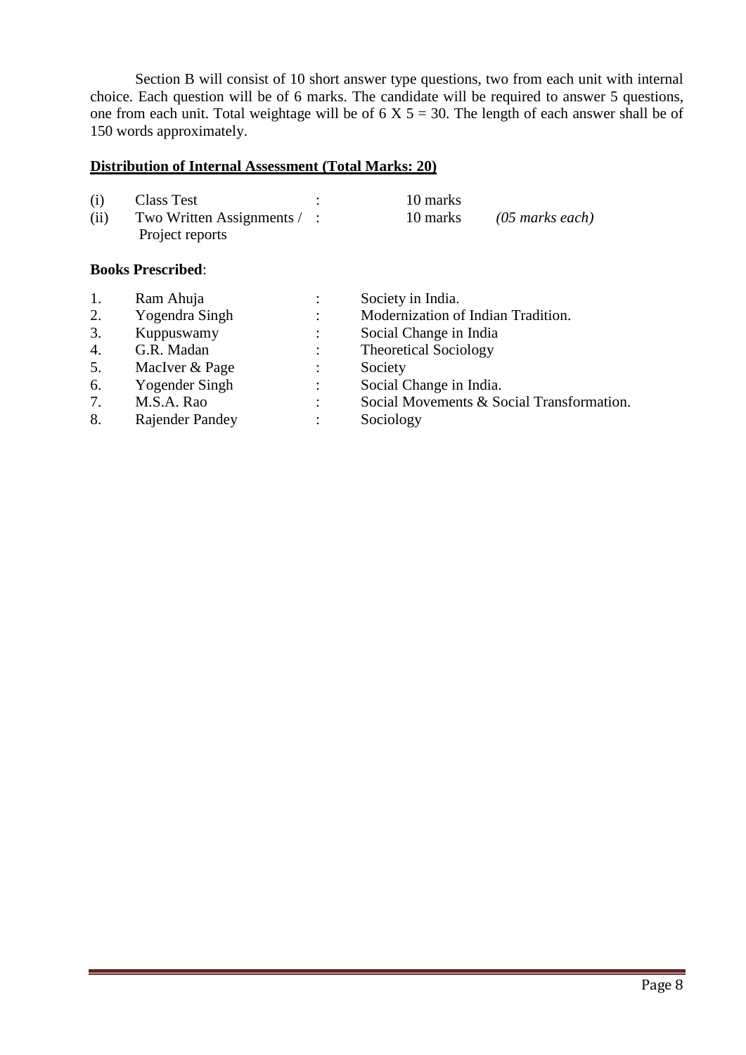Section B will consist of 10 short answer type questions, two from each unit with internal choice. Each question will be of 6 marks. The candidate will be required to answer 5 questions, one from each unit. Total weightage will be of 6 X 5 = 30. The length of each answer shall be of 150 words approximately.

**Distribution of Internal Assessment (Total Marks: 20)**

| | | | | |
|---|---|---|---|---|
| (i) | Class Test | : | 10 marks | |
| (ii) | Two Written Assignments / Project reports | : | 10 marks | *(05 marks each)* |

**Books Prescribed**:

| | | | |
|---|---|---|---|
| 1. | Ram Ahuja | : | Society in India. |
| 2. | Yogendra Singh | : | Modernization of Indian Tradition. |
| 3. | Kuppuswamy | : | Social Change in India |
| 4. | G.R. Madan | : | Theoretical Sociology |
| 5. | MacIver & Page | : | Society |
| 6. | Yogender Singh | : | Social Change in India. |
| 7. | M.S.A. Rao | : | Social Movements & Social Transformation. |
| 8. | Rajender Pandey | : | Sociology |